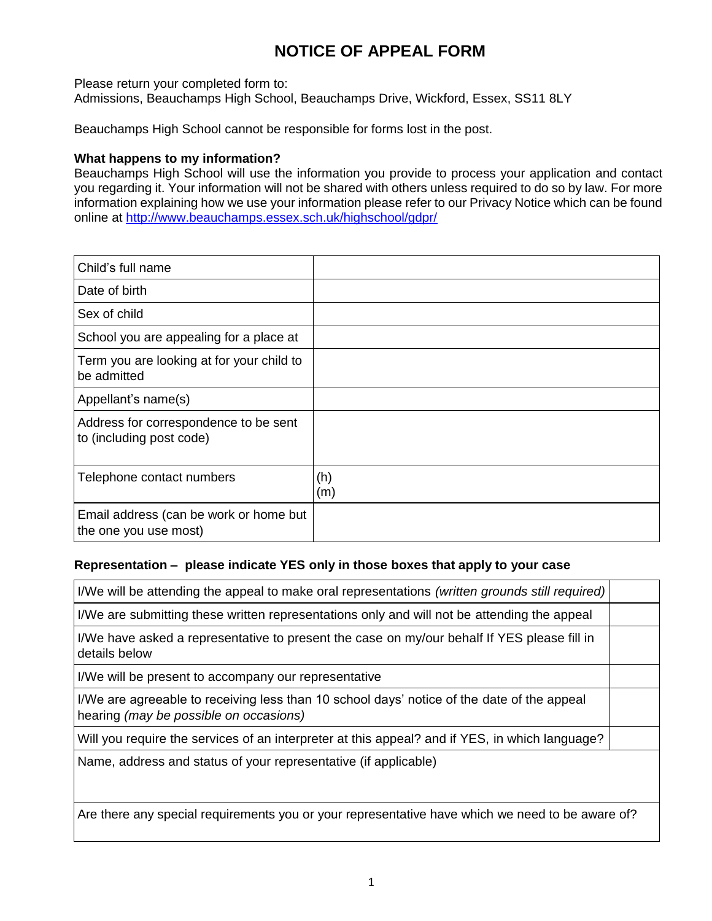# NOTICE OF APPEAL FORM

Please return your completed form to:
Admissions, Beauchamps High School, Beauchamps Drive, Wickford, Essex, SS11 8LY

Beauchamps High School cannot be responsible for forms lost in the post.

**What happens to my information?**
Beauchamps High School will use the information you provide to process your application and contact you regarding it. Your information will not be shared with others unless required to do so by law. For more information explaining how we use your information please refer to our Privacy Notice which can be found online at http://www.beauchamps.essex.sch.uk/highschool/gdpr/

| | |
|---|---|
| Child's full name | |
| Date of birth | |
| Sex of child | |
| School you are appealing for a place at | |
| Term you are looking at for your child to be admitted | |
| Appellant's name(s) | |
| Address for correspondence to be sent to (including post code) | |
| Telephone contact numbers | (h)<br>(m) |
| Email address (can be work or home but the one you use most) | |

**Representation – please indicate YES only in those boxes that apply to your case**

| | |
|---|---|
| I/We will be attending the appeal to make oral representations *(written grounds still required)* | |
| I/We are submitting these written representations only and will not be attending the appeal | |
| I/We have asked a representative to present the case on my/our behalf If YES please fill in details below | |
| I/We will be present to accompany our representative | |
| I/We are agreeable to receiving less than 10 school days' notice of the date of the appeal hearing *(may be possible on occasions)* | |
| Will you require the services of an interpreter at this appeal? and if YES, in which language? | |
| Name, address and status of your representative (if applicable) | |
| Are there any special requirements you or your representative have which we need to be aware of? | |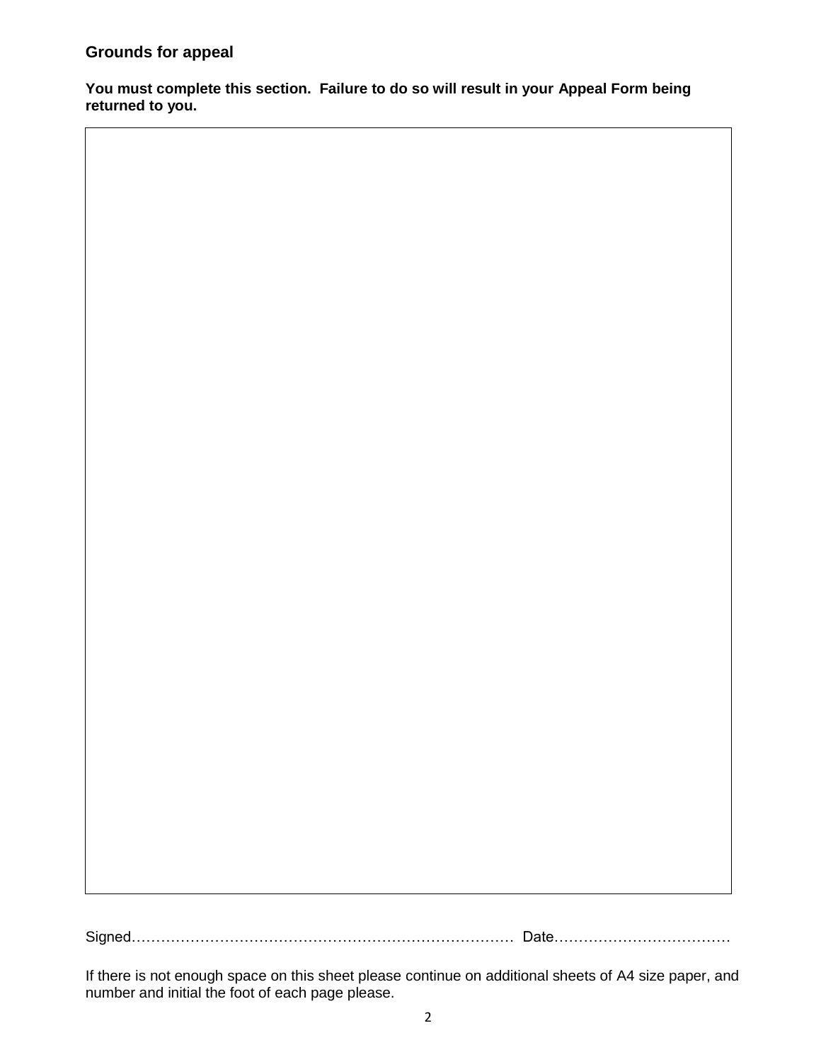## Grounds for appeal

**You must complete this section. Failure to do so will result in your Appeal Form being returned to you.**

| |
|---|
| |

Signed………………………………………………………………………… Date………………………………

If there is not enough space on this sheet please continue on additional sheets of A4 size paper, and number and initial the foot of each page please.